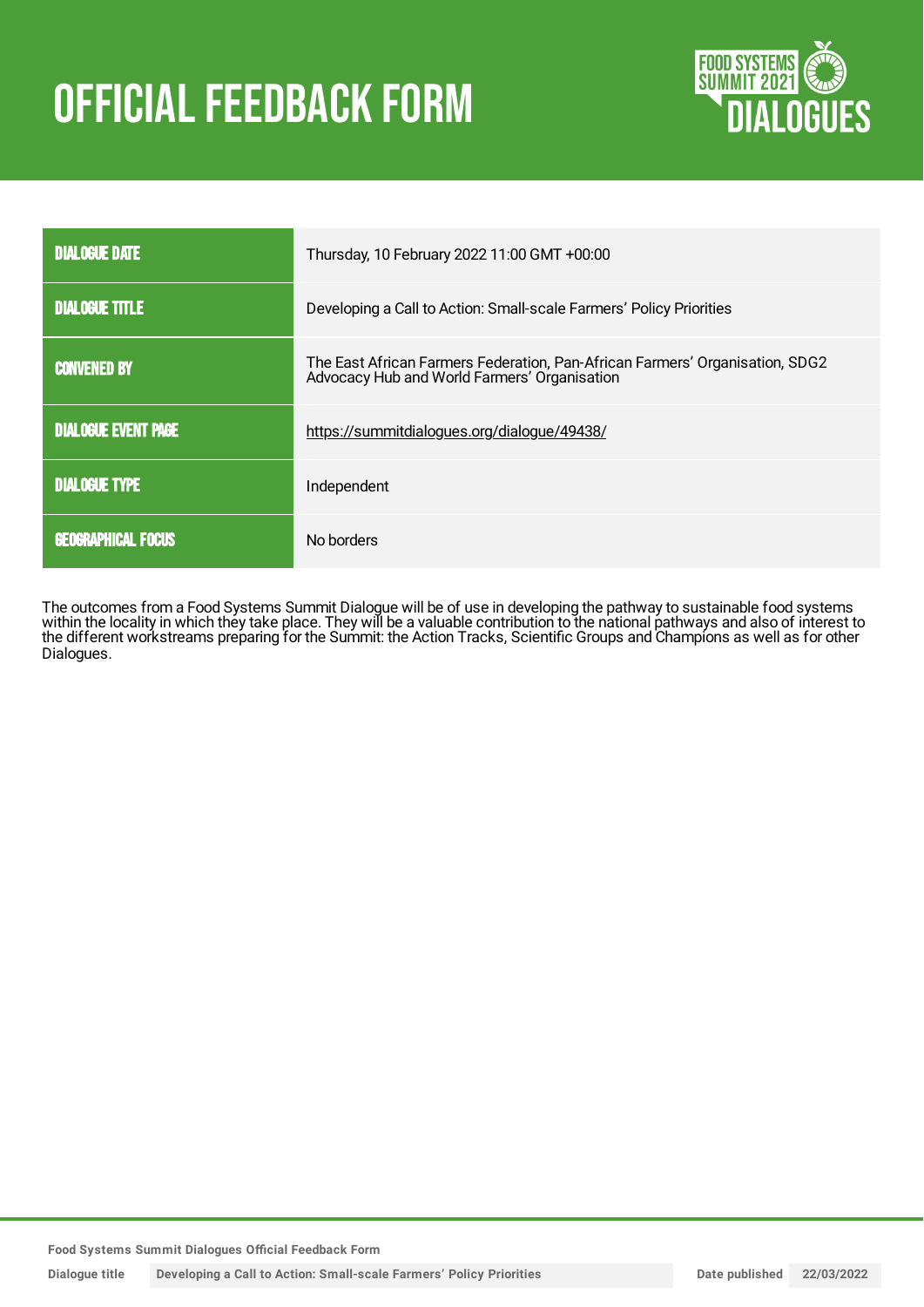# OFFICIAL FEEDBACK FORM

FOOD SYSTEMS SUMMIT 2021 DIALOGUES

| | |
|---|---|
| DIALOGUE DATE | Thursday, 10 February 2022 11:00 GMT +00:00 |
| DIALOGUE TITLE | Developing a Call to Action: Small-scale Farmers' Policy Priorities |
| CONVENED BY | The East African Farmers Federation, Pan-African Farmers' Organisation, SDG2 Advocacy Hub and World Farmers' Organisation |
| DIALOGUE EVENT PAGE | https://summitdialogues.org/dialogue/49438/ |
| DIALOGUE TYPE | Independent |
| GEOGRAPHICAL FOCUS | No borders |

The outcomes from a Food Systems Summit Dialogue will be of use in developing the pathway to sustainable food systems within the locality in which they take place. They will be a valuable contribution to the national pathways and also of interest to the different workstreams preparing for the Summit: the Action Tracks, Scientific Groups and Champions as well as for other Dialogues.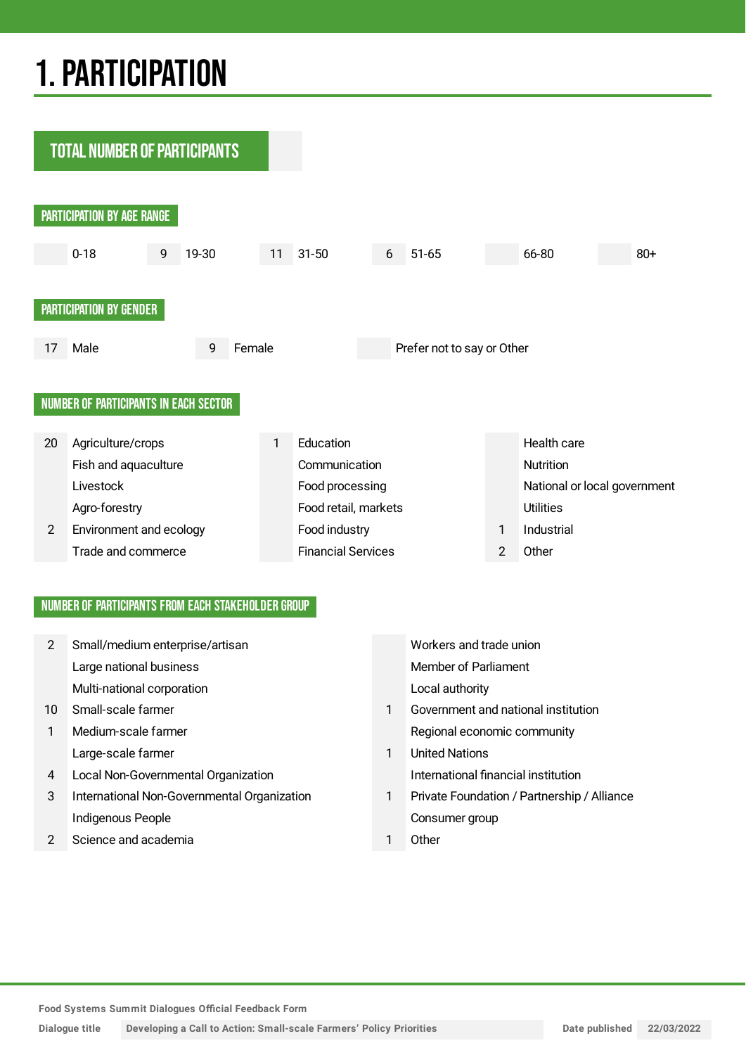# 1. PARTICIPATION

## TOTAL NUMBER OF PARTICIPANTS

### PARTICIPATION BY AGE RANGE

| Count | Age range |
|---|---|
| | 0-18 |
| 9 | 19-30 |
| 11 | 31-50 |
| 6 | 51-65 |
| | 66-80 |
| | 80+ |

### PARTICIPATION BY GENDER

| Count | Gender |
|---|---|
| 17 | Male |
| 9 | Female |
| | Prefer not to say or Other |

### NUMBER OF PARTICIPANTS IN EACH SECTOR

| Count | Sector | Count | Sector | Count | Sector |
|---|---|---|---|---|---|
| 20 | Agriculture/crops | 1 | Education | | Health care |
| | Fish and aquaculture | | Communication | | Nutrition |
| | Livestock | | Food processing | | National or local government |
| | Agro-forestry | | Food retail, markets | | Utilities |
| 2 | Environment and ecology | | Food industry | 1 | Industrial |
| | Trade and commerce | | Financial Services | 2 | Other |

### NUMBER OF PARTICIPANTS FROM EACH STAKEHOLDER GROUP

| Count | Stakeholder group | Count | Stakeholder group |
|---|---|---|---|
| 2 | Small/medium enterprise/artisan | | Workers and trade union |
| | Large national business | | Member of Parliament |
| | Multi-national corporation | | Local authority |
| 10 | Small-scale farmer | 1 | Government and national institution |
| 1 | Medium-scale farmer | | Regional economic community |
| | Large-scale farmer | 1 | United Nations |
| 4 | Local Non-Governmental Organization | | International financial institution |
| 3 | International Non-Governmental Organization | 1 | Private Foundation / Partnership / Alliance |
| | Indigenous People | | Consumer group |
| 2 | Science and academia | 1 | Other |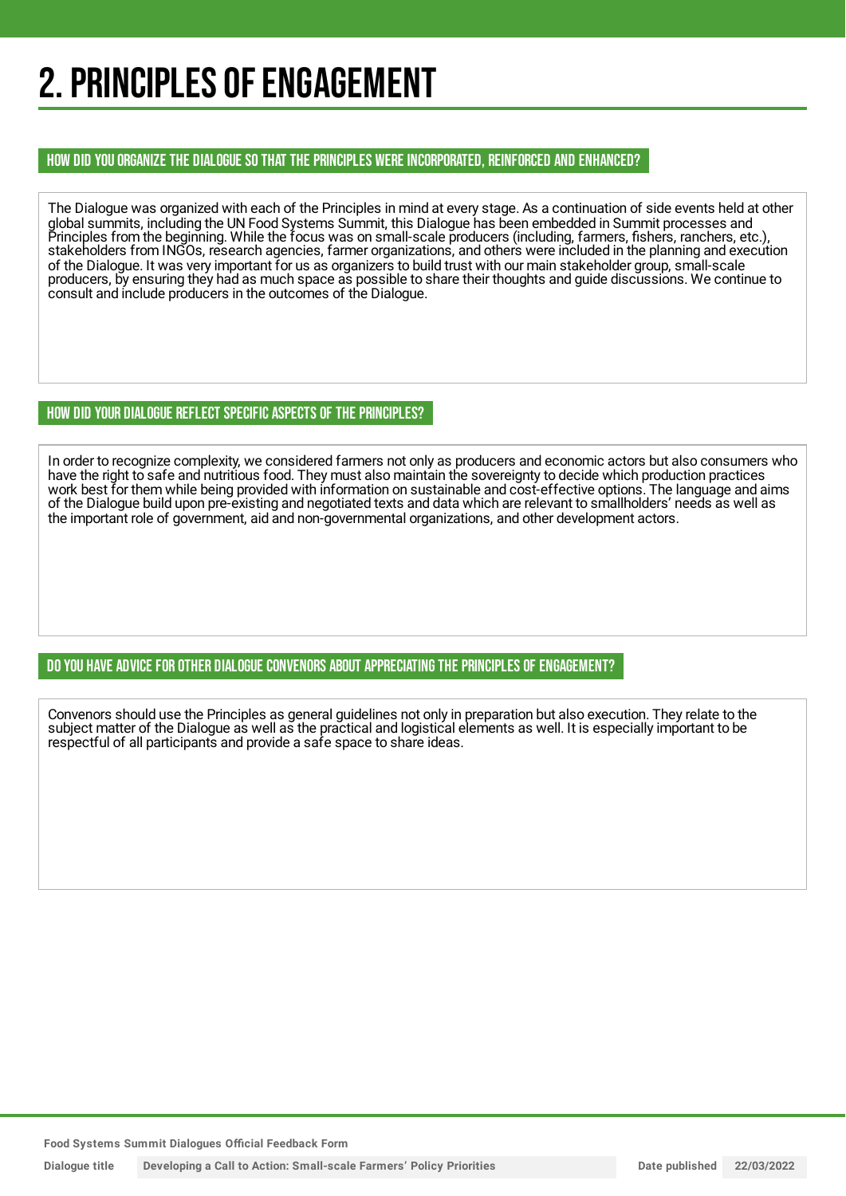# 2. PRINCIPLES OF ENGAGEMENT

## HOW DID YOU ORGANIZE THE DIALOGUE SO THAT THE PRINCIPLES WERE INCORPORATED, REINFORCED AND ENHANCED?

The Dialogue was organized with each of the Principles in mind at every stage. As a continuation of side events held at other global summits, including the UN Food Systems Summit, this Dialogue has been embedded in Summit processes and Principles from the beginning. While the focus was on small-scale producers (including, farmers, fishers, ranchers, etc.), stakeholders from INGOs, research agencies, farmer organizations, and others were included in the planning and execution of the Dialogue. It was very important for us as organizers to build trust with our main stakeholder group, small-scale producers, by ensuring they had as much space as possible to share their thoughts and guide discussions. We continue to consult and include producers in the outcomes of the Dialogue.

## HOW DID YOUR DIALOGUE REFLECT SPECIFIC ASPECTS OF THE PRINCIPLES?

In order to recognize complexity, we considered farmers not only as producers and economic actors but also consumers who have the right to safe and nutritious food. They must also maintain the sovereignty to decide which production practices work best for them while being provided with information on sustainable and cost-effective options. The language and aims of the Dialogue build upon pre-existing and negotiated texts and data which are relevant to smallholders' needs as well as the important role of government, aid and non-governmental organizations, and other development actors.

## DO YOU HAVE ADVICE FOR OTHER DIALOGUE CONVENORS ABOUT APPRECIATING THE PRINCIPLES OF ENGAGEMENT?

Convenors should use the Principles as general guidelines not only in preparation but also execution. They relate to the subject matter of the Dialogue as well as the practical and logistical elements as well. It is especially important to be respectful of all participants and provide a safe space to share ideas.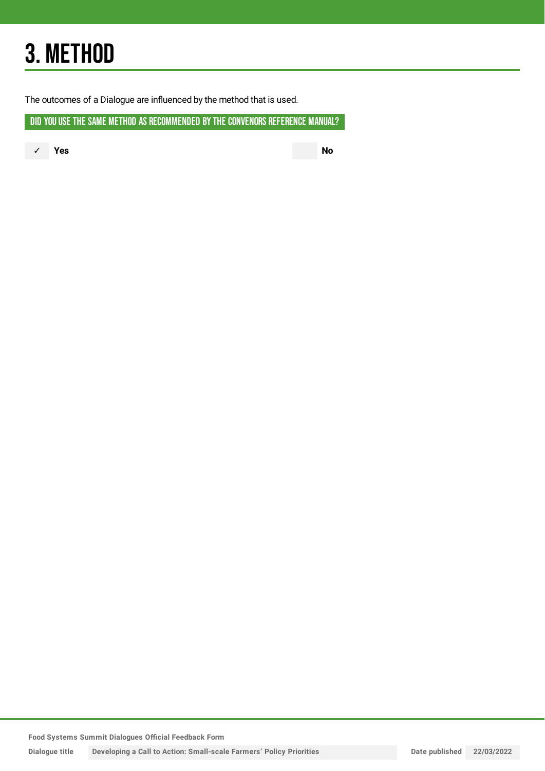# 3. METHOD

The outcomes of a Dialogue are influenced by the method that is used.

## DID YOU USE THE SAME METHOD AS RECOMMENDED BY THE CONVENORS REFERENCE MANUAL?

✓ **Yes**

**No**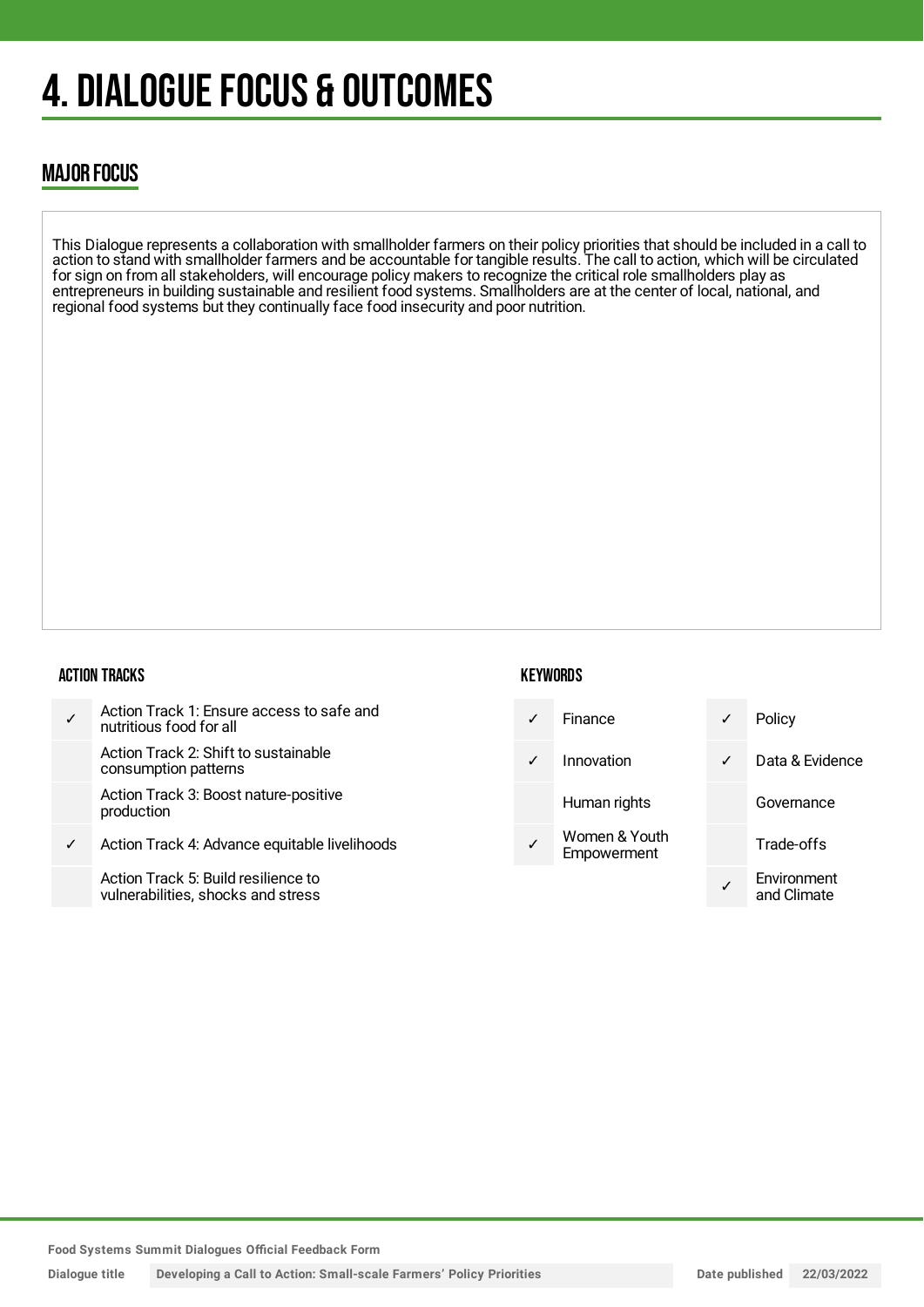# 4. DIALOGUE FOCUS & OUTCOMES

## MAJOR FOCUS

This Dialogue represents a collaboration with smallholder farmers on their policy priorities that should be included in a call to action to stand with smallholder farmers and be accountable for tangible results. The call to action, which will be circulated for sign on from all stakeholders, will encourage policy makers to recognize the critical role smallholders play as entrepreneurs in building sustainable and resilient food systems. Smallholders are at the center of local, national, and regional food systems but they continually face food insecurity and poor nutrition.

### ACTION TRACKS

| | |
|---|---|
| ✓ | Action Track 1: Ensure access to safe and nutritious food for all |
| | Action Track 2: Shift to sustainable consumption patterns |
| | Action Track 3: Boost nature-positive production |
| ✓ | Action Track 4: Advance equitable livelihoods |
| | Action Track 5: Build resilience to vulnerabilities, shocks and stress |

### KEYWORDS

| | | | |
|---|---|---|---|
| ✓ | Finance | ✓ | Policy |
| ✓ | Innovation | ✓ | Data & Evidence |
| | Human rights | | Governance |
| ✓ | Women & Youth Empowerment | | Trade-offs |
| | | ✓ | Environment and Climate |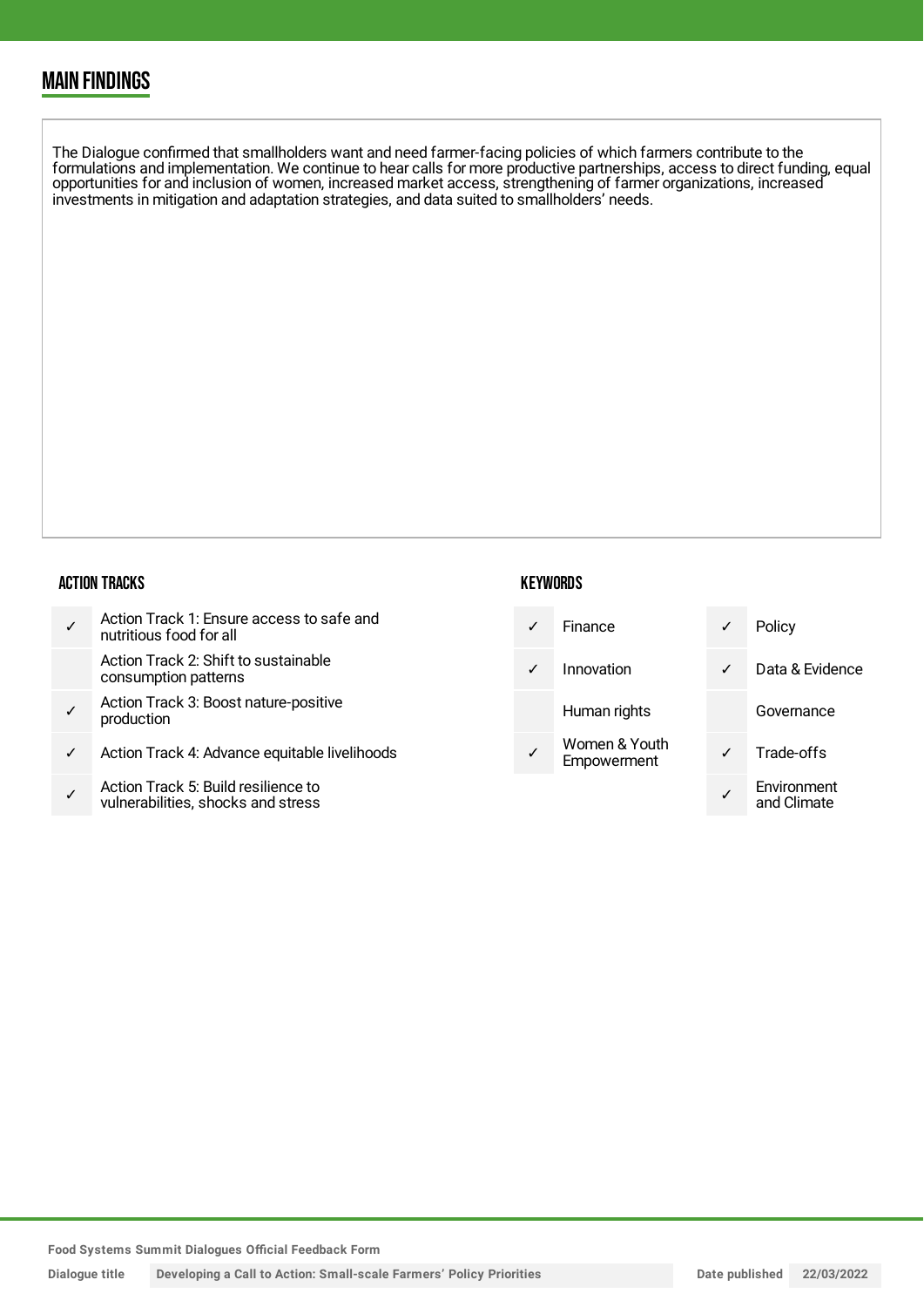## MAIN FINDINGS

The Dialogue confirmed that smallholders want and need farmer-facing policies of which farmers contribute to the formulations and implementation. We continue to hear calls for more productive partnerships, access to direct funding, equal opportunities for and inclusion of women, increased market access, strengthening of farmer organizations, increased investments in mitigation and adaptation strategies, and data suited to smallholders' needs.

### ACTION TRACKS

| | |
|---|---|
| ✓ | Action Track 1: Ensure access to safe and nutritious food for all |
| | Action Track 2: Shift to sustainable consumption patterns |
| ✓ | Action Track 3: Boost nature-positive production |
| ✓ | Action Track 4: Advance equitable livelihoods |
| ✓ | Action Track 5: Build resilience to vulnerabilities, shocks and stress |

### KEYWORDS

| | | | |
|---|---|---|---|
| ✓ | Finance | ✓ | Policy |
| ✓ | Innovation | ✓ | Data & Evidence |
| | Human rights | | Governance |
| ✓ | Women & Youth Empowerment | ✓ | Trade-offs |
| | | ✓ | Environment and Climate |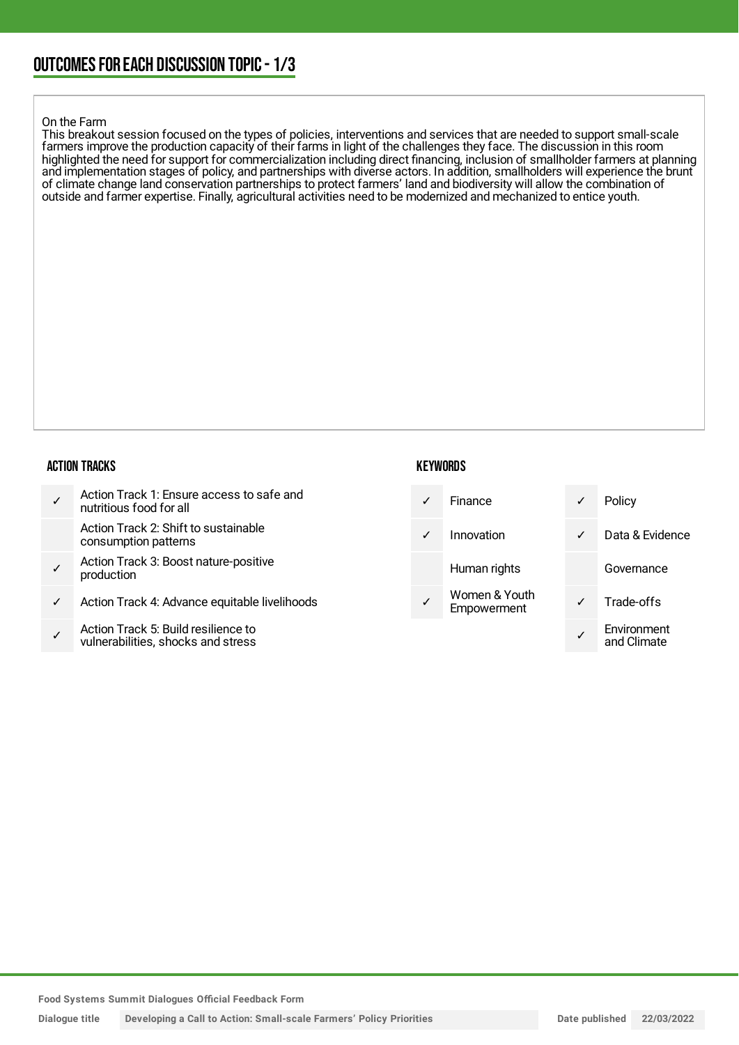## OUTCOMES FOR EACH DISCUSSION TOPIC - 1/3

On the Farm
This breakout session focused on the types of policies, interventions and services that are needed to support small-scale farmers improve the production capacity of their farms in light of the challenges they face. The discussion in this room highlighted the need for support for commercialization including direct financing, inclusion of smallholder farmers at planning and implementation stages of policy, and partnerships with diverse actors. In addition, smallholders will experience the brunt of climate change land conservation partnerships to protect farmers' land and biodiversity will allow the combination of outside and farmer expertise. Finally, agricultural activities need to be modernized and mechanized to entice youth.

### ACTION TRACKS

| | |
|---|---|
| ✓ | Action Track 1: Ensure access to safe and nutritious food for all |
| | Action Track 2: Shift to sustainable consumption patterns |
| ✓ | Action Track 3: Boost nature-positive production |
| ✓ | Action Track 4: Advance equitable livelihoods |
| ✓ | Action Track 5: Build resilience to vulnerabilities, shocks and stress |

### KEYWORDS

| | | | |
|---|---|---|---|
| ✓ | Finance | ✓ | Policy |
| ✓ | Innovation | ✓ | Data & Evidence |
| | Human rights | | Governance |
| ✓ | Women & Youth Empowerment | ✓ | Trade-offs |
| | | ✓ | Environment and Climate |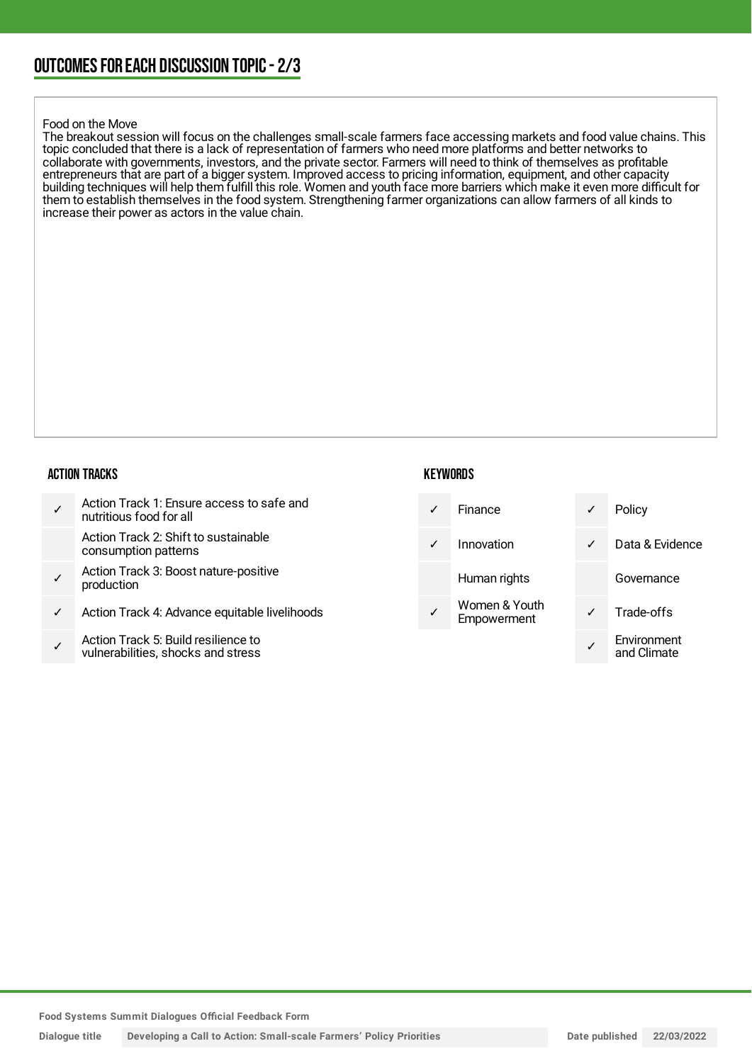## OUTCOMES FOR EACH DISCUSSION TOPIC - 2/3

Food on the Move
The breakout session will focus on the challenges small-scale farmers face accessing markets and food value chains. This topic concluded that there is a lack of representation of farmers who need more platforms and better networks to collaborate with governments, investors, and the private sector. Farmers will need to think of themselves as profitable entrepreneurs that are part of a bigger system. Improved access to pricing information, equipment, and other capacity building techniques will help them fulfill this role. Women and youth face more barriers which make it even more difficult for them to establish themselves in the food system. Strengthening farmer organizations can allow farmers of all kinds to increase their power as actors in the value chain.

### ACTION TRACKS

| | |
|---|---|
| ✓ | Action Track 1: Ensure access to safe and nutritious food for all |
| | Action Track 2: Shift to sustainable consumption patterns |
| ✓ | Action Track 3: Boost nature-positive production |
| ✓ | Action Track 4: Advance equitable livelihoods |
| ✓ | Action Track 5: Build resilience to vulnerabilities, shocks and stress |

### KEYWORDS

| | | | |
|---|---|---|---|
| ✓ | Finance | ✓ | Policy |
| ✓ | Innovation | ✓ | Data & Evidence |
| | Human rights | | Governance |
| ✓ | Women & Youth Empowerment | ✓ | Trade-offs |
| | | ✓ | Environment and Climate |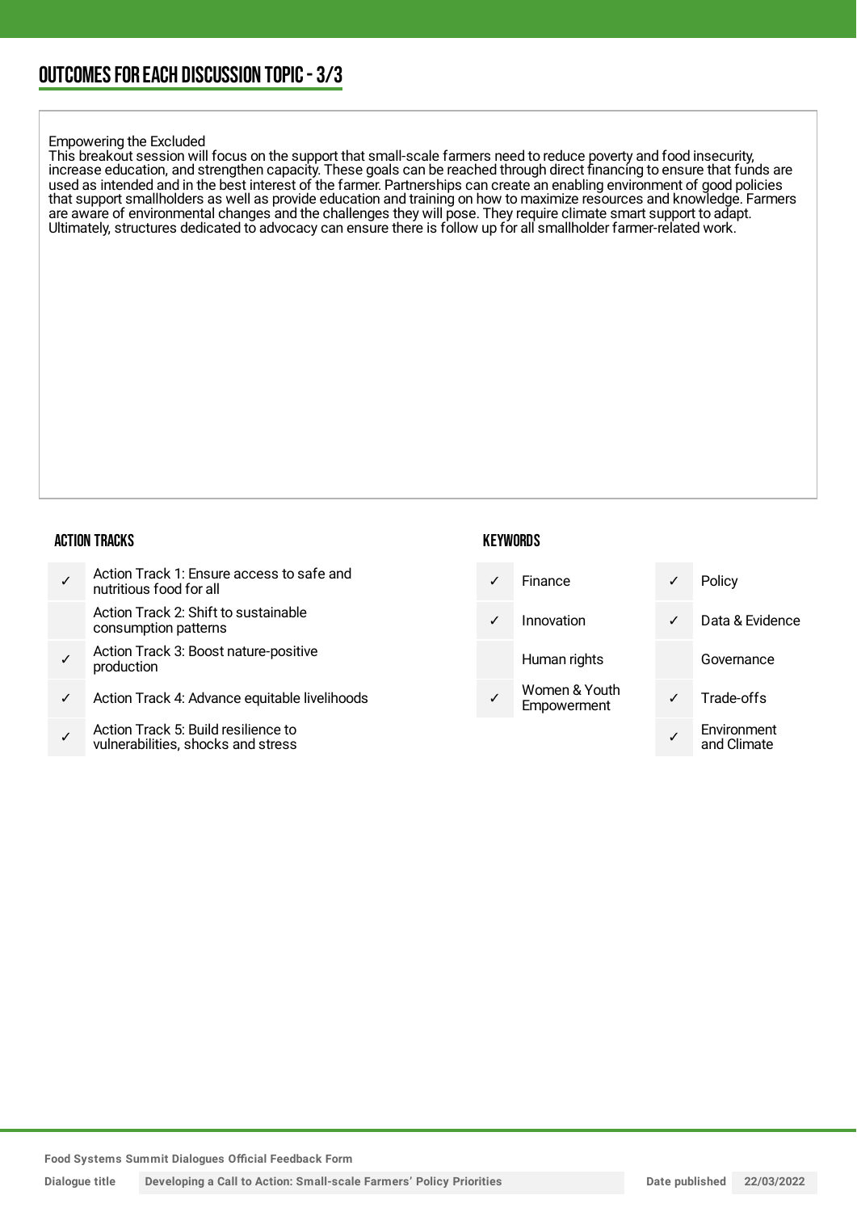## OUTCOMES FOR EACH DISCUSSION TOPIC - 3/3

Empowering the Excluded
This breakout session will focus on the support that small-scale farmers need to reduce poverty and food insecurity, increase education, and strengthen capacity. These goals can be reached through direct financing to ensure that funds are used as intended and in the best interest of the farmer. Partnerships can create an enabling environment of good policies that support smallholders as well as provide education and training on how to maximize resources and knowledge. Farmers are aware of environmental changes and the challenges they will pose. They require climate smart support to adapt. Ultimately, structures dedicated to advocacy can ensure there is follow up for all smallholder farmer-related work.

### ACTION TRACKS

| | |
|---|---|
| ✓ | Action Track 1: Ensure access to safe and nutritious food for all |
| | Action Track 2: Shift to sustainable consumption patterns |
| ✓ | Action Track 3: Boost nature-positive production |
| ✓ | Action Track 4: Advance equitable livelihoods |
| ✓ | Action Track 5: Build resilience to vulnerabilities, shocks and stress |

### KEYWORDS

| | | | |
|---|---|---|---|
| ✓ | Finance | ✓ | Policy |
| ✓ | Innovation | ✓ | Data & Evidence |
| | Human rights | | Governance |
| ✓ | Women & Youth Empowerment | ✓ | Trade-offs |
| | | ✓ | Environment and Climate |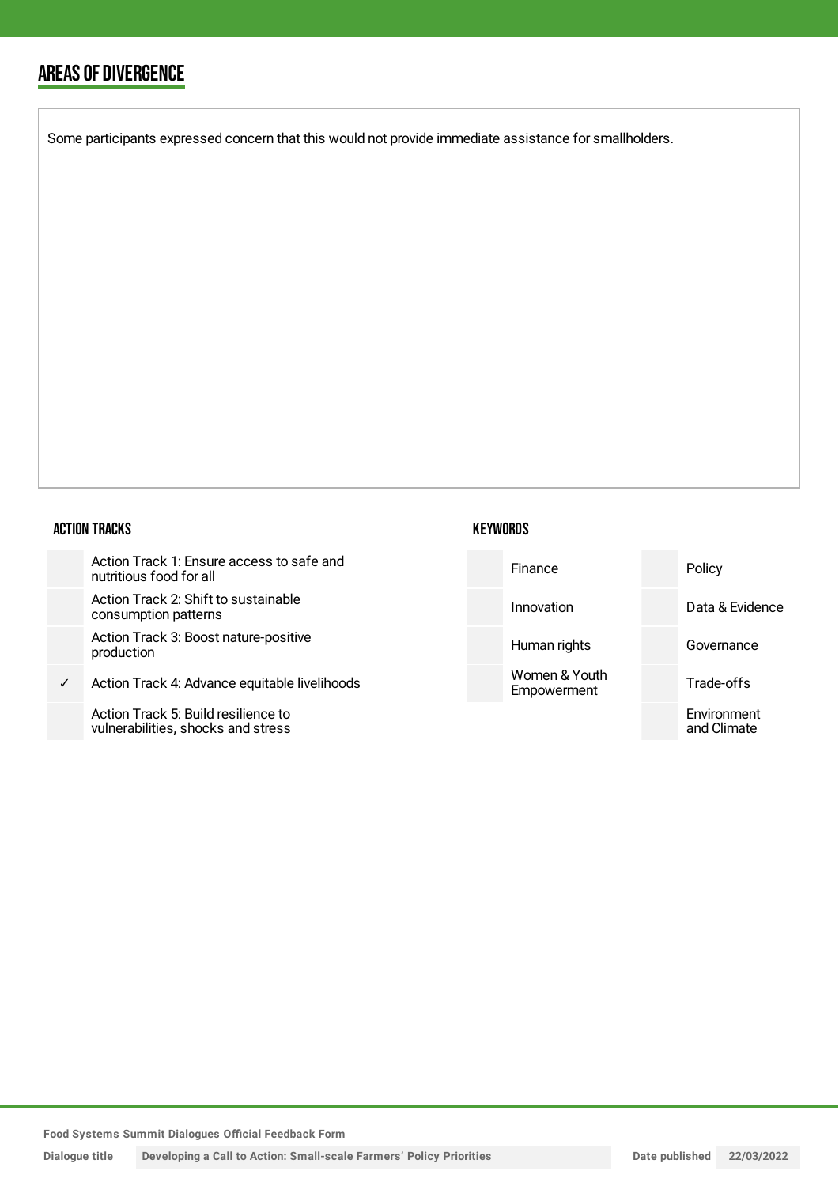## AREAS OF DIVERGENCE

Some participants expressed concern that this would not provide immediate assistance for smallholders.

### ACTION TRACKS

| | |
|---|---|
| | Action Track 1: Ensure access to safe and nutritious food for all |
| | Action Track 2: Shift to sustainable consumption patterns |
| | Action Track 3: Boost nature-positive production |
| ✓ | Action Track 4: Advance equitable livelihoods |
| | Action Track 5: Build resilience to vulnerabilities, shocks and stress |

### KEYWORDS

| | | | |
|---|---|---|---|
| | Finance | | Policy |
| | Innovation | | Data & Evidence |
| | Human rights | | Governance |
| | Women & Youth Empowerment | | Trade-offs |
| | | | Environment and Climate |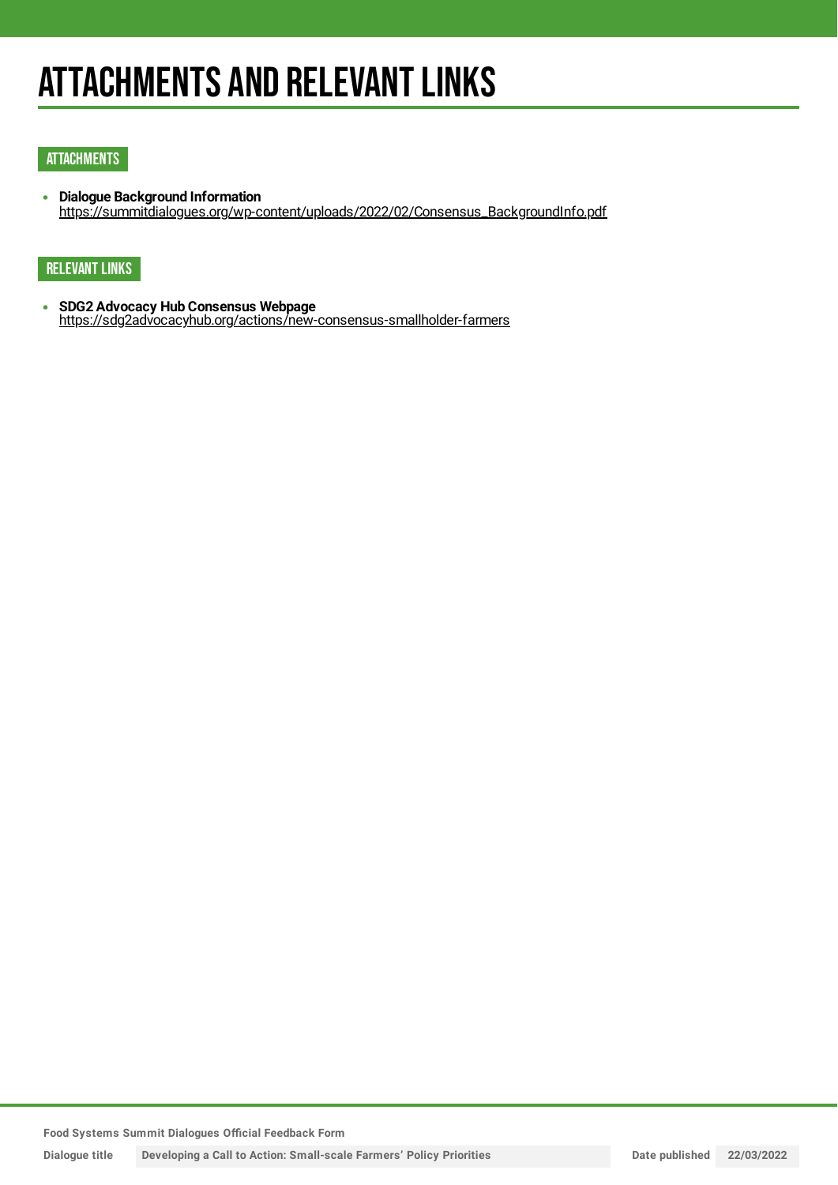# ATTACHMENTS AND RELEVANT LINKS

## ATTACHMENTS

- **Dialogue Background Information**
  https://summitdialogues.org/wp-content/uploads/2022/02/Consensus_BackgroundInfo.pdf

## RELEVANT LINKS

- **SDG2 Advocacy Hub Consensus Webpage**
  https://sdg2advocacyhub.org/actions/new-consensus-smallholder-farmers